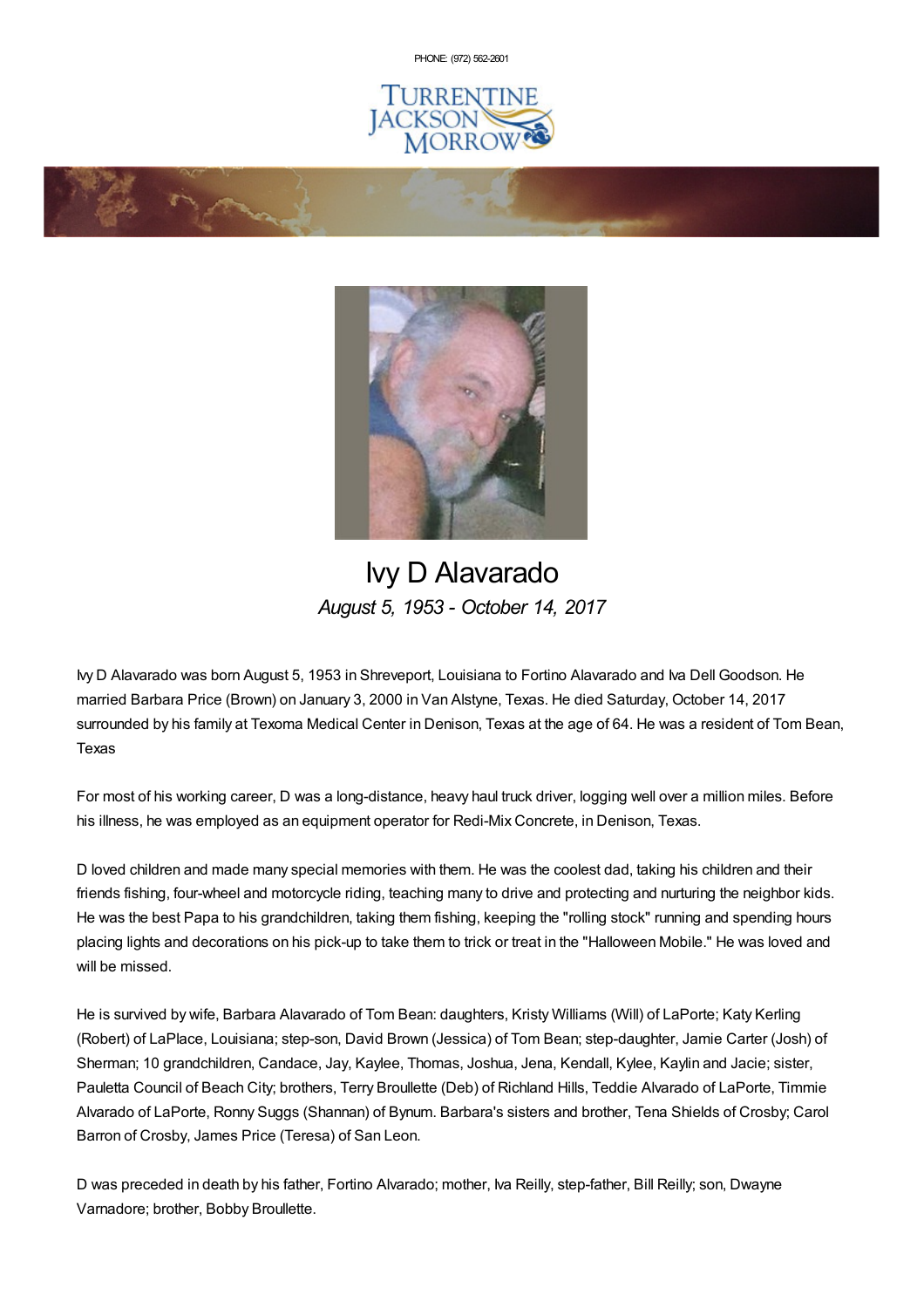PHONE: (972) 562-2601

TURRENTINE JACKSON MORROW

# Ivy D Alavarado

*August 5, 1953 - October 14, 2017*

Ivy D Alavarado was born August 5, 1953 in Shreveport, Louisiana to Fortino Alavarado and Iva Dell Goodson. He married Barbara Price (Brown) on January 3, 2000 in Van Alstyne, Texas. He died Saturday, October 14, 2017 surrounded by his family at Texoma Medical Center in Denison, Texas at the age of 64. He was a resident of Tom Bean, Texas

For most of his working career, D was a long-distance, heavy haul truck driver, logging well over a million miles. Before his illness, he was employed as an equipment operator for Redi-Mix Concrete, in Denison, Texas.

D loved children and made many special memories with them. He was the coolest dad, taking his children and their friends fishing, four-wheel and motorcycle riding, teaching many to drive and protecting and nurturing the neighbor kids. He was the best Papa to his grandchildren, taking them fishing, keeping the "rolling stock" running and spending hours placing lights and decorations on his pick-up to take them to trick or treat in the "Halloween Mobile." He was loved and will be missed.

He is survived by wife, Barbara Alavarado of Tom Bean: daughters, Kristy Williams (Will) of LaPorte; Katy Kerling (Robert) of LaPlace, Louisiana; step-son, David Brown (Jessica) of Tom Bean; step-daughter, Jamie Carter (Josh) of Sherman; 10 grandchildren, Candace, Jay, Kaylee, Thomas, Joshua, Jena, Kendall, Kylee, Kaylin and Jacie; sister, Pauletta Council of Beach City; brothers, Terry Broullette (Deb) of Richland Hills, Teddie Alvarado of LaPorte, Timmie Alvarado of LaPorte, Ronny Suggs (Shannan) of Bynum. Barbara's sisters and brother, Tena Shields of Crosby; Carol Barron of Crosby, James Price (Teresa) of San Leon.

D was preceded in death by his father, Fortino Alvarado; mother, Iva Reilly, step-father, Bill Reilly; son, Dwayne Varnadore; brother, Bobby Broullette.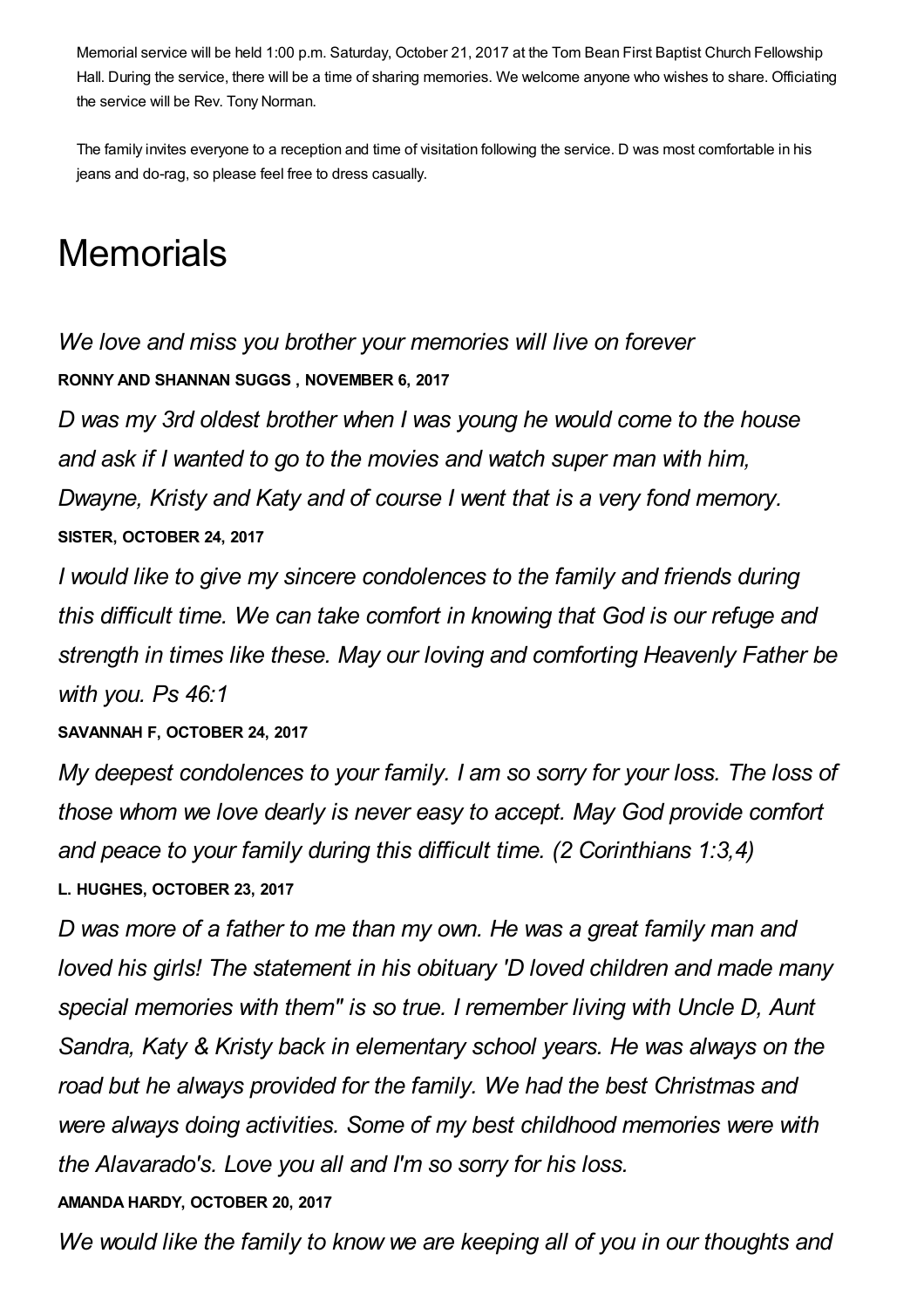Memorial service will be held 1:00 p.m. Saturday, October 21, 2017 at the Tom Bean First Baptist Church Fellowship Hall. During the service, there will be a time of sharing memories. We welcome anyone who wishes to share. Officiating the service will be Rev. Tony Norman.

The family invites everyone to a reception and time of visitation following the service. D was most comfortable in his jeans and do-rag, so please feel free to dress casually.

# Memorials

*We love and miss you brother your memories will live on forever*

**RONNY AND SHANNAN SUGGS , NOVEMBER 6, 2017**

*D was my 3rd oldest brother when I was young he would come to the house and ask if I wanted to go to the movies and watch super man with him, Dwayne, Kristy and Katy and of course I went that is a very fond memory.*

**SISTER, OCTOBER 24, 2017**

*I would like to give my sincere condolences to the family and friends during this difficult time. We can take comfort in knowing that God is our refuge and strength in times like these. May our loving and comforting Heavenly Father be with you. Ps 46:1*

**SAVANNAH F, OCTOBER 24, 2017**

*My deepest condolences to your family. I am so sorry for your loss. The loss of those whom we love dearly is never easy to accept. May God provide comfort and peace to your family during this difficult time. (2 Corinthians 1:3,4)*

**L. HUGHES, OCTOBER 23, 2017**

*D was more of a father to me than my own. He was a great family man and loved his girls! The statement in his obituary 'D loved children and made many special memories with them" is so true. I remember living with Uncle D, Aunt Sandra, Katy & Kristy back in elementary school years. He was always on the road but he always provided for the family. We had the best Christmas and were always doing activities. Some of my best childhood memories were with the Alavarado's. Love you all and I'm so sorry for his loss.*

**AMANDA HARDY, OCTOBER 20, 2017**

*We would like the family to know we are keeping all of you in our thoughts and*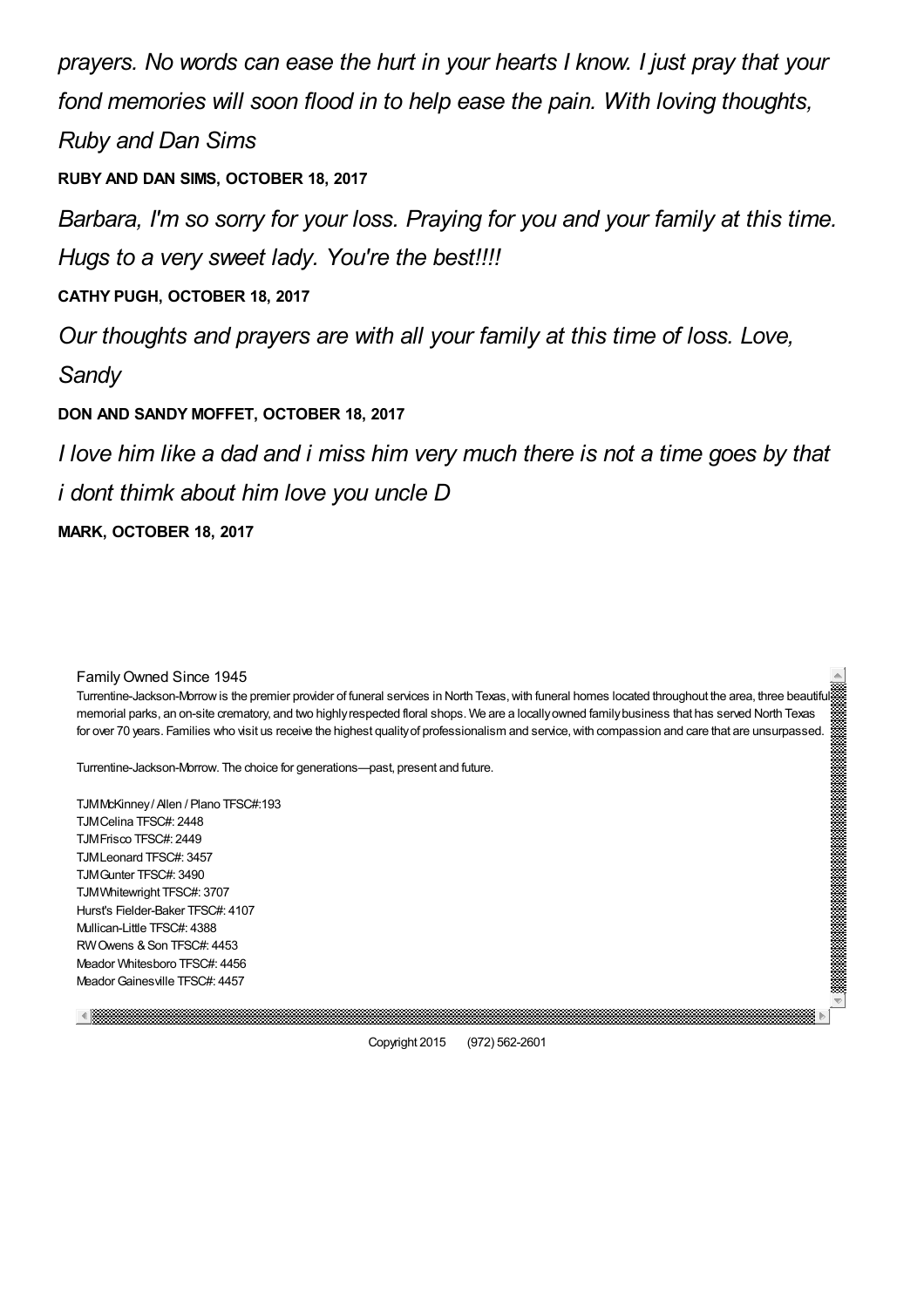*prayers. No words can ease the hurt in your hearts I know. I just pray that your fond memories will soon flood in to help ease the pain. With loving thoughts, Ruby and Dan Sims*

**RUBY AND DAN SIMS, OCTOBER 18, 2017**

*Barbara, I'm so sorry for your loss. Praying for you and your family at this time. Hugs to a very sweet lady. You're the best!!!!*

**CATHY PUGH, OCTOBER 18, 2017**

*Our thoughts and prayers are with all your family at this time of loss. Love, Sandy*

**DON AND SANDY MOFFET, OCTOBER 18, 2017**

*I love him like a dad and i miss him very much there is not a time goes by that i dont thimk about him love you uncle D*

**MARK, OCTOBER 18, 2017**

Family Owned Since 1945

Turrentine-Jackson-Morrow is the premier provider of funeral services in North Texas, with funeral homes located throughout the area, three beautiful memorial parks, an on-site crematory, and two highly respected floral shops. We are a locally owned family business that has served North Texas for over 70 years. Families who visit us receive the highest quality of professionalism and service, with compassion and care that are unsurpassed.

Turrentine-Jackson-Morrow. The choice for generations—past, present and future.

TJM McKinney / Allen / Plano TFSC#:193
TJM Celina TFSC#: 2448
TJM Frisco TFSC#: 2449
TJM Leonard TFSC#: 3457
TJM Gunter TFSC#: 3490
TJM Whitewright TFSC#: 3707
Hurst's Fielder-Baker TFSC#: 4107
Mullican-Little TFSC#: 4388
RW Owens & Son TFSC#: 4453
Meador Whitesboro TFSC#: 4456
Meador Gainesville TFSC#: 4457

Copyright 2015 (972) 562-2601